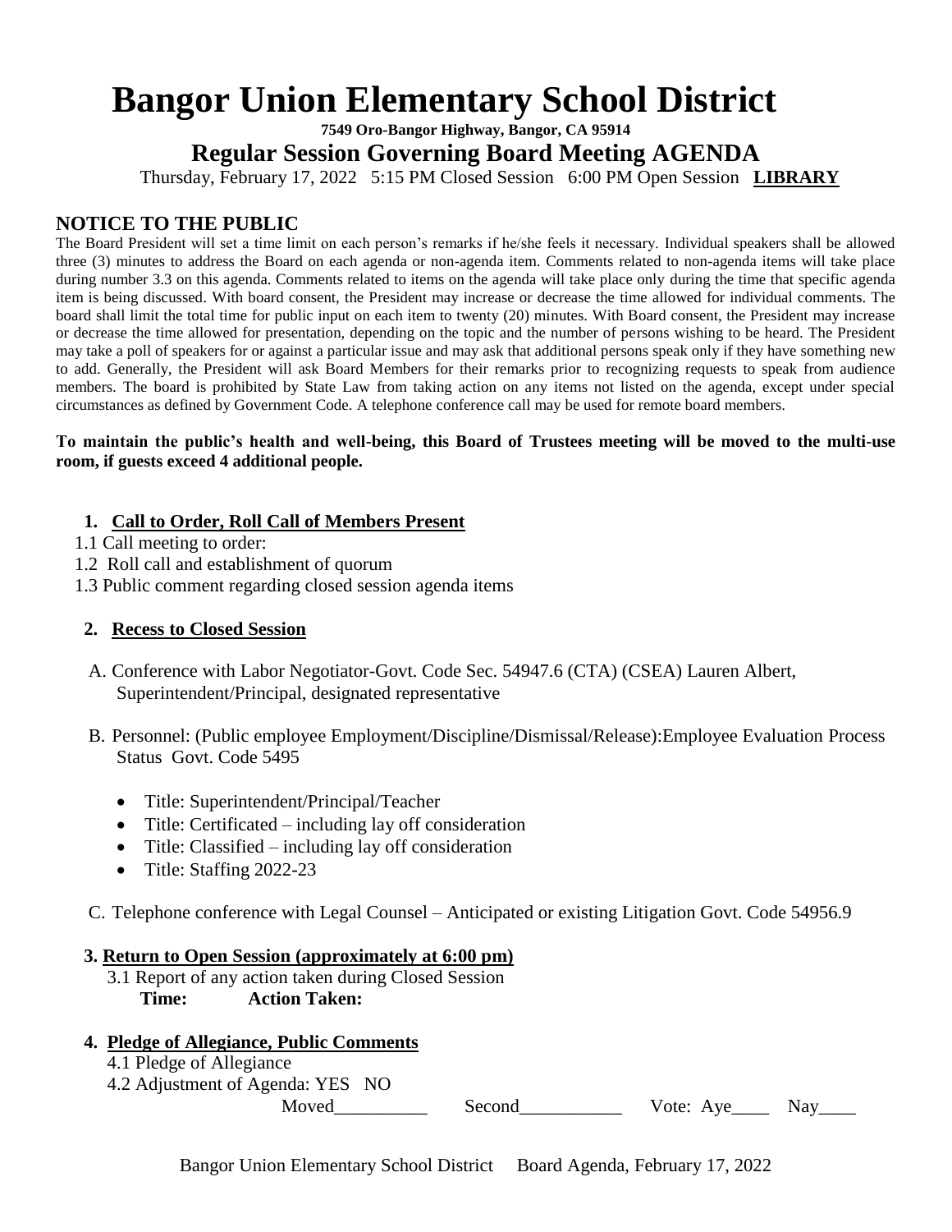# Bangor Union Elementary School District

**7549 Oro-Bangor Highway, Bangor, CA 95914**

## Regular Session Governing Board Meeting AGENDA

Thursday, February 17, 2022 5:15 PM Closed Session 6:00 PM Open Session **LIBRARY**

## NOTICE TO THE PUBLIC

The Board President will set a time limit on each person's remarks if he/she feels it necessary. Individual speakers shall be allowed three (3) minutes to address the Board on each agenda or non-agenda item. Comments related to non-agenda items will take place during number 3.3 on this agenda. Comments related to items on the agenda will take place only during the time that specific agenda item is being discussed. With board consent, the President may increase or decrease the time allowed for individual comments. The board shall limit the total time for public input on each item to twenty (20) minutes. With Board consent, the President may increase or decrease the time allowed for presentation, depending on the topic and the number of persons wishing to be heard. The President may take a poll of speakers for or against a particular issue and may ask that additional persons speak only if they have something new to add. Generally, the President will ask Board Members for their remarks prior to recognizing requests to speak from audience members. The board is prohibited by State Law from taking action on any items not listed on the agenda, except under special circumstances as defined by Government Code. A telephone conference call may be used for remote board members.

**To maintain the public's health and well-being, this Board of Trustees meeting will be moved to the multi-use room, if guests exceed 4 additional people.**

1. **Call to Order, Roll Call of Members Present**

1.1 Call meeting to order:
1.2 Roll call and establishment of quorum
1.3 Public comment regarding closed session agenda items

2. **Recess to Closed Session**

A. Conference with Labor Negotiator-Govt. Code Sec. 54947.6 (CTA) (CSEA) Lauren Albert, Superintendent/Principal, designated representative

B. Personnel: (Public employee Employment/Discipline/Dismissal/Release):Employee Evaluation Process Status Govt. Code 5495

- Title: Superintendent/Principal/Teacher
- Title: Certificated – including lay off consideration
- Title: Classified – including lay off consideration
- Title: Staffing 2022-23

C. Telephone conference with Legal Counsel – Anticipated or existing Litigation Govt. Code 54956.9

3. **Return to Open Session (approximately at 6:00 pm)**

3.1 Report of any action taken during Closed Session
**Time: Action Taken:**

4. **Pledge of Allegiance, Public Comments**

4.1 Pledge of Allegiance
4.2 Adjustment of Agenda: YES NO
Moved__________ Second___________ Vote: Aye____ Nay____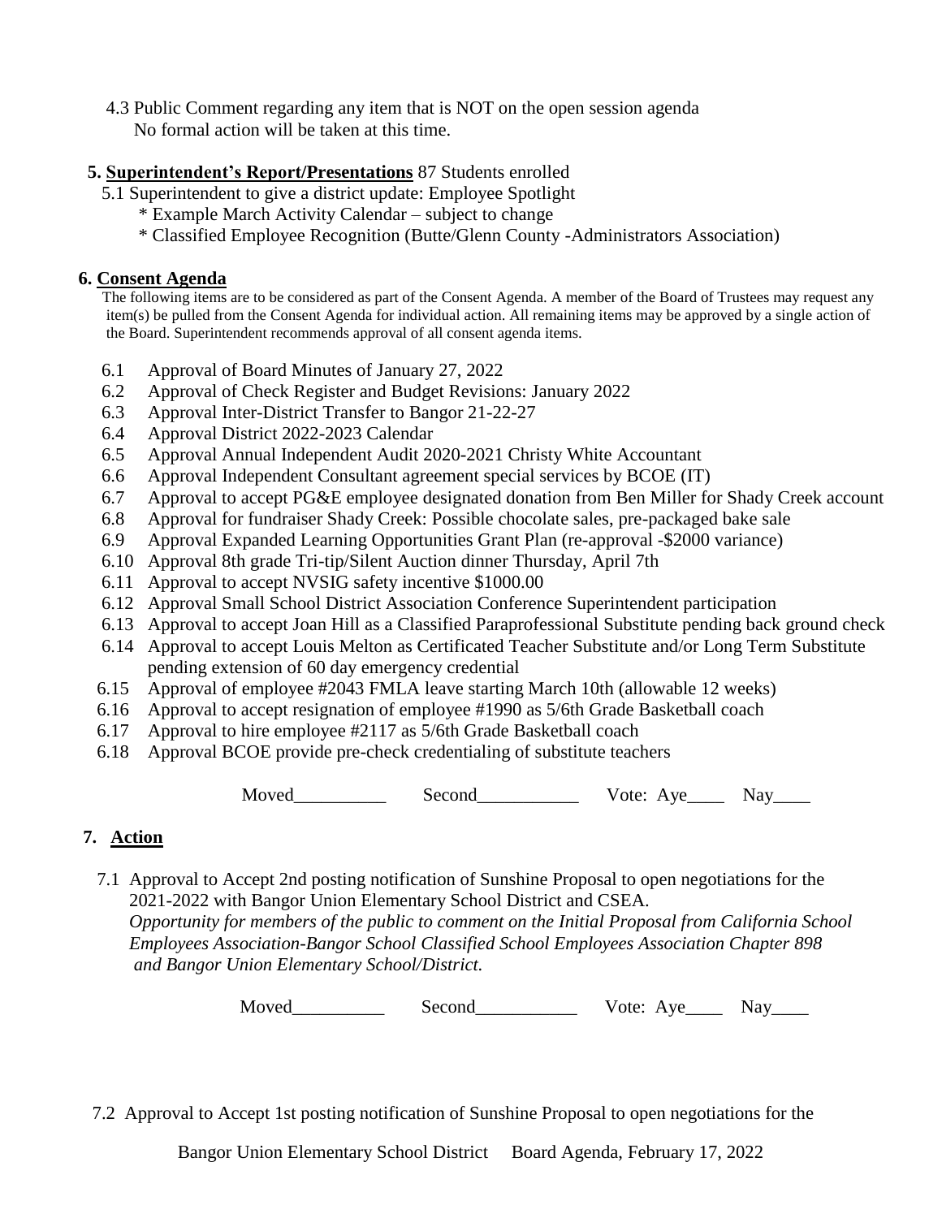4.3 Public Comment regarding any item that is NOT on the open session agenda
No formal action will be taken at this time.

**5. Superintendent's Report/Presentations** 87 Students enrolled

5.1 Superintendent to give a district update: Employee Spotlight
- * Example March Activity Calendar – subject to change
- * Classified Employee Recognition (Butte/Glenn County -Administrators Association)

**6. Consent Agenda**

The following items are to be considered as part of the Consent Agenda. A member of the Board of Trustees may request any item(s) be pulled from the Consent Agenda for individual action. All remaining items may be approved by a single action of the Board. Superintendent recommends approval of all consent agenda items.

6.1 Approval of Board Minutes of January 27, 2022
6.2 Approval of Check Register and Budget Revisions: January 2022
6.3 Approval Inter-District Transfer to Bangor 21-22-27
6.4 Approval District 2022-2023 Calendar
6.5 Approval Annual Independent Audit 2020-2021 Christy White Accountant
6.6 Approval Independent Consultant agreement special services by BCOE (IT)
6.7 Approval to accept PG&E employee designated donation from Ben Miller for Shady Creek account
6.8 Approval for fundraiser Shady Creek: Possible chocolate sales, pre-packaged bake sale
6.9 Approval Expanded Learning Opportunities Grant Plan (re-approval -$2000 variance)
6.10 Approval 8th grade Tri-tip/Silent Auction dinner Thursday, April 7th
6.11 Approval to accept NVSIG safety incentive $1000.00
6.12 Approval Small School District Association Conference Superintendent participation
6.13 Approval to accept Joan Hill as a Classified Paraprofessional Substitute pending back ground check
6.14 Approval to accept Louis Melton as Certificated Teacher Substitute and/or Long Term Substitute pending extension of 60 day emergency credential
6.15 Approval of employee #2043 FMLA leave starting March 10th (allowable 12 weeks)
6.16 Approval to accept resignation of employee #1990 as 5/6th Grade Basketball coach
6.17 Approval to hire employee #2117 as 5/6th Grade Basketball coach
6.18 Approval BCOE provide pre-check credentialing of substitute teachers

Moved__________ Second___________ Vote: Aye____ Nay____

**7. Action**

7.1 Approval to Accept 2nd posting notification of Sunshine Proposal to open negotiations for the 2021-2022 with Bangor Union Elementary School District and CSEA.
*Opportunity for members of the public to comment on the Initial Proposal from California School Employees Association-Bangor School Classified School Employees Association Chapter 898 and Bangor Union Elementary School/District.*

Moved__________ Second___________ Vote: Aye____ Nay____

7.2 Approval to Accept 1st posting notification of Sunshine Proposal to open negotiations for the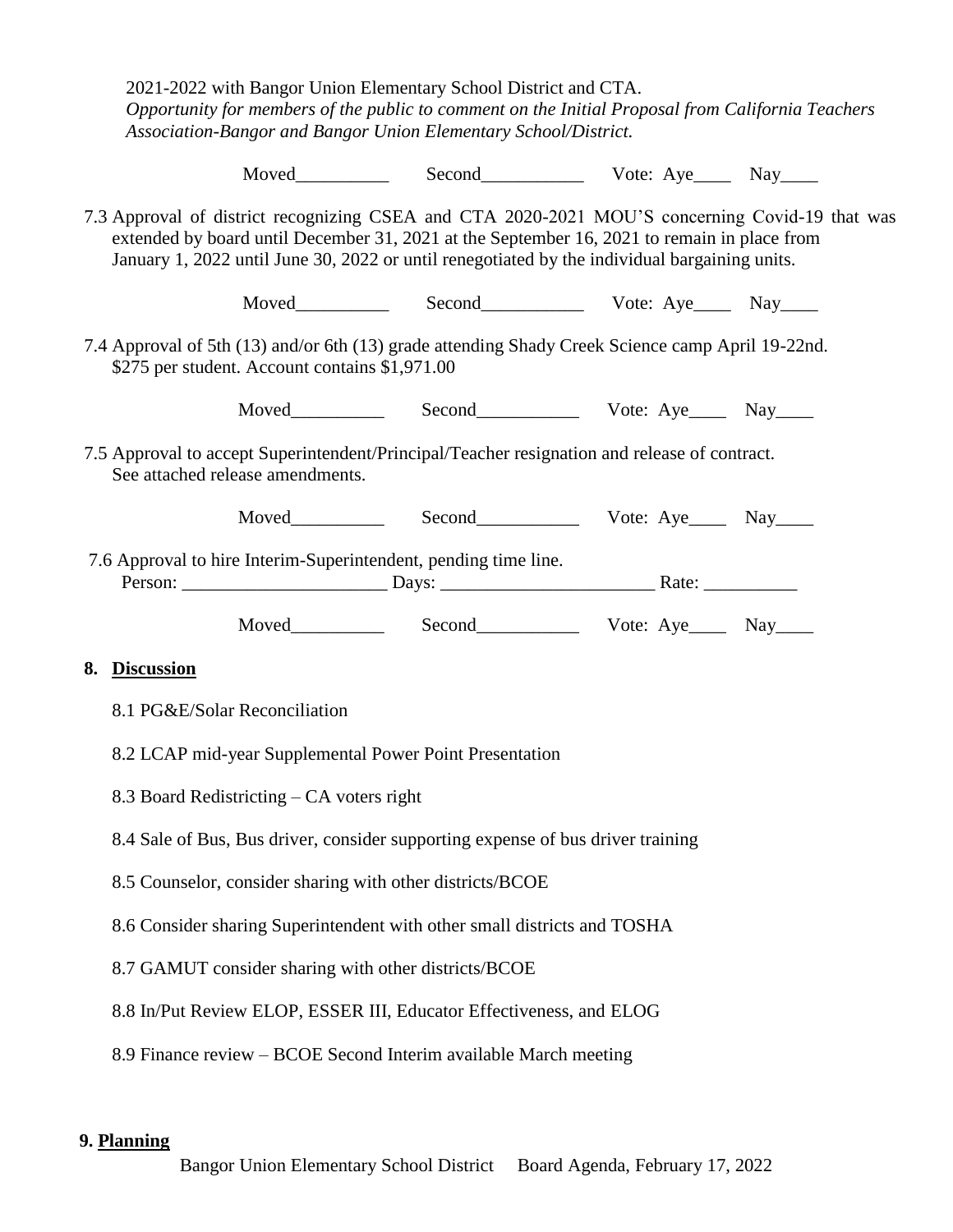2021-2022 with Bangor Union Elementary School District and CTA.
*Opportunity for members of the public to comment on the Initial Proposal from California Teachers Association-Bangor and Bangor Union Elementary School/District.*

Moved__________ Second___________ Vote: Aye____ Nay____

7.3 Approval of district recognizing CSEA and CTA 2020-2021 MOU'S concerning Covid-19 that was extended by board until December 31, 2021 at the September 16, 2021 to remain in place from January 1, 2022 until June 30, 2022 or until renegotiated by the individual bargaining units.

Moved__________ Second___________ Vote: Aye____ Nay____

7.4 Approval of 5th (13) and/or 6th (13) grade attending Shady Creek Science camp April 19-22nd. $275 per student. Account contains $1,971.00

Moved__________ Second___________ Vote: Aye____ Nay____

7.5 Approval to accept Superintendent/Principal/Teacher resignation and release of contract. See attached release amendments.

Moved__________ Second___________ Vote: Aye____ Nay____

7.6 Approval to hire Interim-Superintendent, pending time line.
Person: ______________________ Days: _______________________ Rate: __________

Moved__________ Second___________ Vote: Aye____ Nay____

## 8. Discussion

8.1 PG&E/Solar Reconciliation

8.2 LCAP mid-year Supplemental Power Point Presentation

8.3 Board Redistricting – CA voters right

8.4 Sale of Bus, Bus driver, consider supporting expense of bus driver training

8.5 Counselor, consider sharing with other districts/BCOE

8.6 Consider sharing Superintendent with other small districts and TOSHA

8.7 GAMUT consider sharing with other districts/BCOE

8.8 In/Put Review ELOP, ESSER III, Educator Effectiveness, and ELOG

8.9 Finance review – BCOE Second Interim available March meeting

## 9. Planning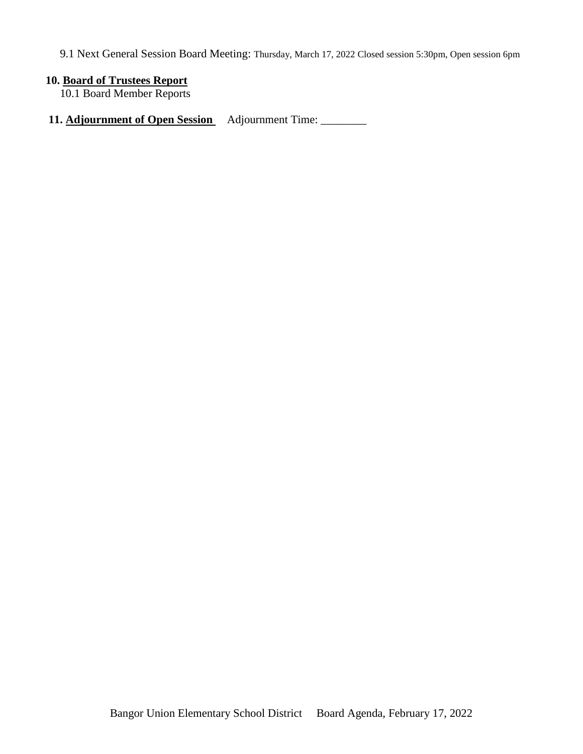9.1 Next General Session Board Meeting: Thursday, March 17, 2022 Closed session 5:30pm, Open session 6pm

**10. Board of Trustees Report**

10.1 Board Member Reports

**11. Adjournment of Open Session** Adjournment Time: ________